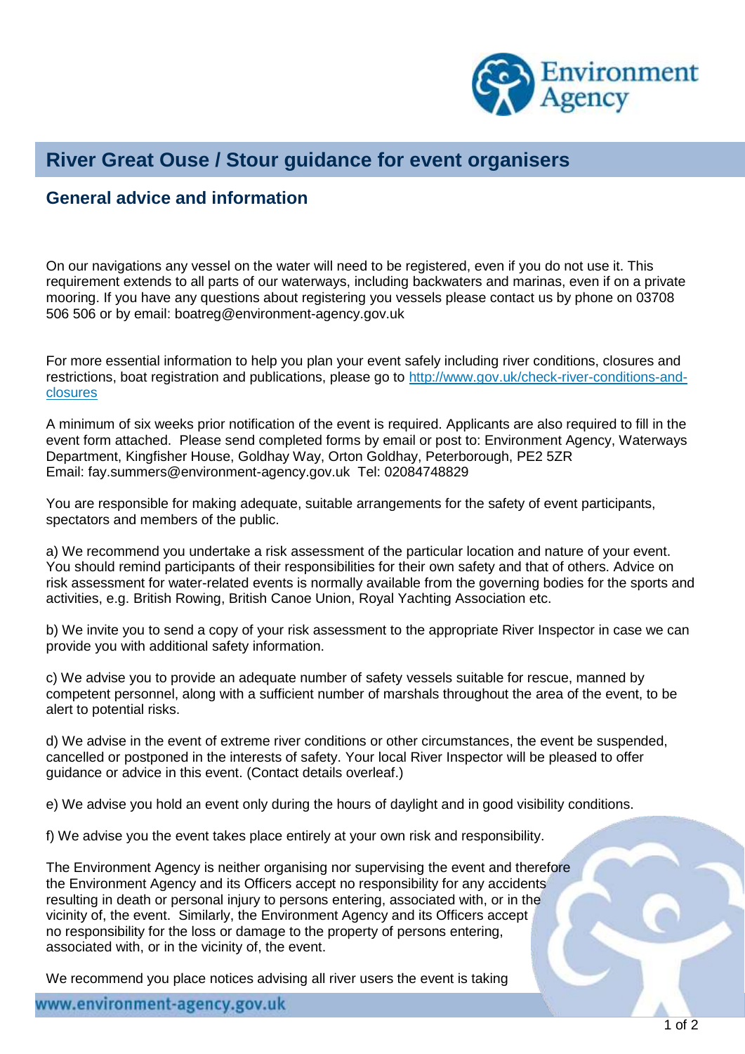# River Great Ouse / Stour guidance for event organisers

## General advice and information

On our navigations any vessel on the water will need to be registered, even if you do not use it. This requirement extends to all parts of our waterways, including backwaters and marinas, even if on a private mooring. If you have any questions about registering you vessels please contact us by phone on 03708 506 506 or by email: boatreg@environment-agency.gov.uk

For more essential information to help you plan your event safely including river conditions, closures and restrictions, boat registration and publications, please go to [http://www.gov.uk/check-river-conditions-and-closures](http://www.gov.uk/check-river-conditions-and-closures)

A minimum of six weeks prior notification of the event is required. Applicants are also required to fill in the event form attached. Please send completed forms by email or post to: Environment Agency, Waterways Department, Kingfisher House, Goldhay Way, Orton Goldhay, Peterborough, PE2 5ZR
Email: fay.summers@environment-agency.gov.uk Tel: 02084748829

You are responsible for making adequate, suitable arrangements for the safety of event participants, spectators and members of the public.

a) We recommend you undertake a risk assessment of the particular location and nature of your event. You should remind participants of their responsibilities for their own safety and that of others. Advice on risk assessment for water-related events is normally available from the governing bodies for the sports and activities, e.g. British Rowing, British Canoe Union, Royal Yachting Association etc.

b) We invite you to send a copy of your risk assessment to the appropriate River Inspector in case we can provide you with additional safety information.

c) We advise you to provide an adequate number of safety vessels suitable for rescue, manned by competent personnel, along with a sufficient number of marshals throughout the area of the event, to be alert to potential risks.

d) We advise in the event of extreme river conditions or other circumstances, the event be suspended, cancelled or postponed in the interests of safety. Your local River Inspector will be pleased to offer guidance or advice in this event. (Contact details overleaf.)

e) We advise you hold an event only during the hours of daylight and in good visibility conditions.

f) We advise you the event takes place entirely at your own risk and responsibility.

The Environment Agency is neither organising nor supervising the event and therefore the Environment Agency and its Officers accept no responsibility for any accidents resulting in death or personal injury to persons entering, associated with, or in the vicinity of, the event. Similarly, the Environment Agency and its Officers accept no responsibility for the loss or damage to the property of persons entering, associated with, or in the vicinity of, the event.

We recommend you place notices advising all river users the event is taking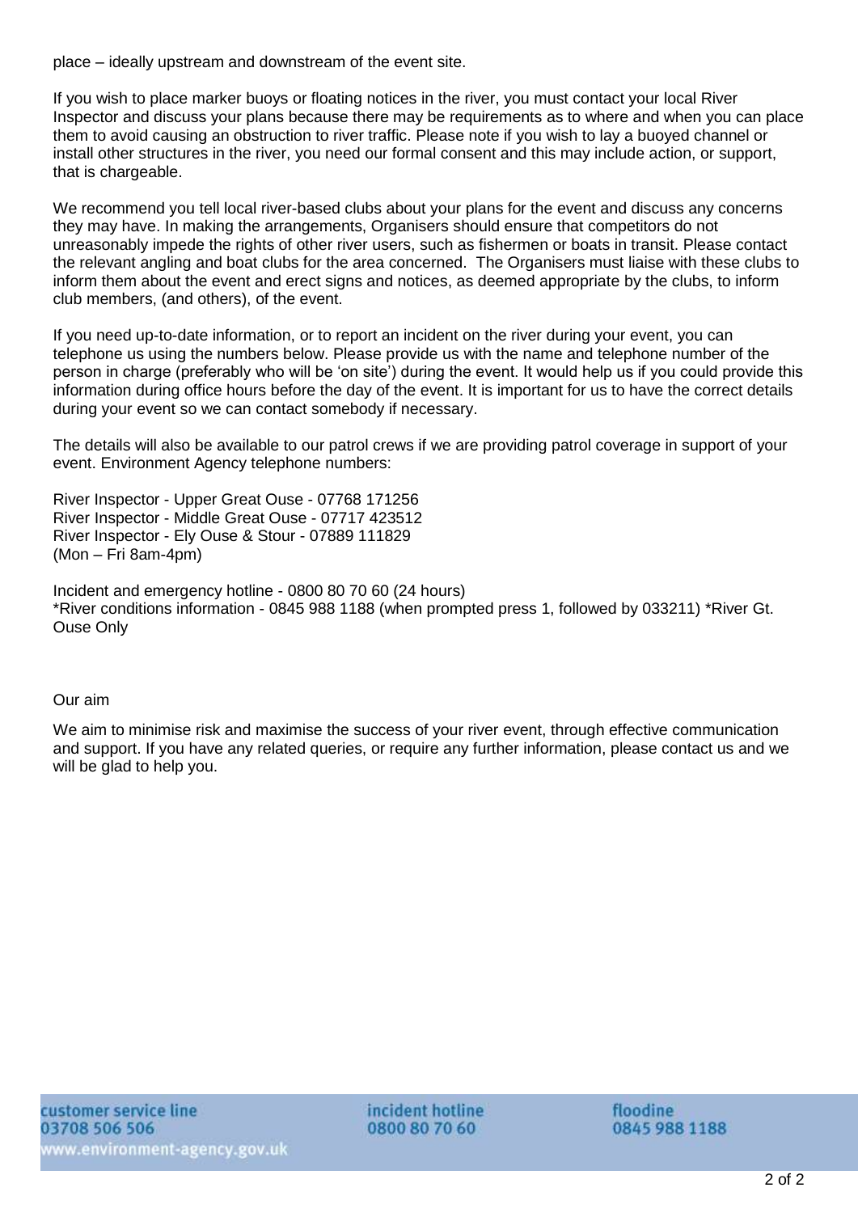place – ideally upstream and downstream of the event site.

If you wish to place marker buoys or floating notices in the river, you must contact your local River Inspector and discuss your plans because there may be requirements as to where and when you can place them to avoid causing an obstruction to river traffic. Please note if you wish to lay a buoyed channel or install other structures in the river, you need our formal consent and this may include action, or support, that is chargeable.

We recommend you tell local river-based clubs about your plans for the event and discuss any concerns they may have. In making the arrangements, Organisers should ensure that competitors do not unreasonably impede the rights of other river users, such as fishermen or boats in transit. Please contact the relevant angling and boat clubs for the area concerned. The Organisers must liaise with these clubs to inform them about the event and erect signs and notices, as deemed appropriate by the clubs, to inform club members, (and others), of the event.

If you need up-to-date information, or to report an incident on the river during your event, you can telephone us using the numbers below. Please provide us with the name and telephone number of the person in charge (preferably who will be 'on site') during the event. It would help us if you could provide this information during office hours before the day of the event. It is important for us to have the correct details during your event so we can contact somebody if necessary.

The details will also be available to our patrol crews if we are providing patrol coverage in support of your event. Environment Agency telephone numbers:

River Inspector - Upper Great Ouse - 07768 171256
River Inspector - Middle Great Ouse - 07717 423512
River Inspector - Ely Ouse & Stour - 07889 111829
(Mon – Fri 8am-4pm)

Incident and emergency hotline - 0800 80 70 60 (24 hours)
*River conditions information - 0845 988 1188 (when prompted press 1, followed by 033211) *River Gt. Ouse Only

Our aim

We aim to minimise risk and maximise the success of your river event, through effective communication and support. If you have any related queries, or require any further information, please contact us and we will be glad to help you.

customer service line
03708 506 506
www.environment-agency.gov.uk

incident hotline
0800 80 70 60

floodine
0845 988 1188